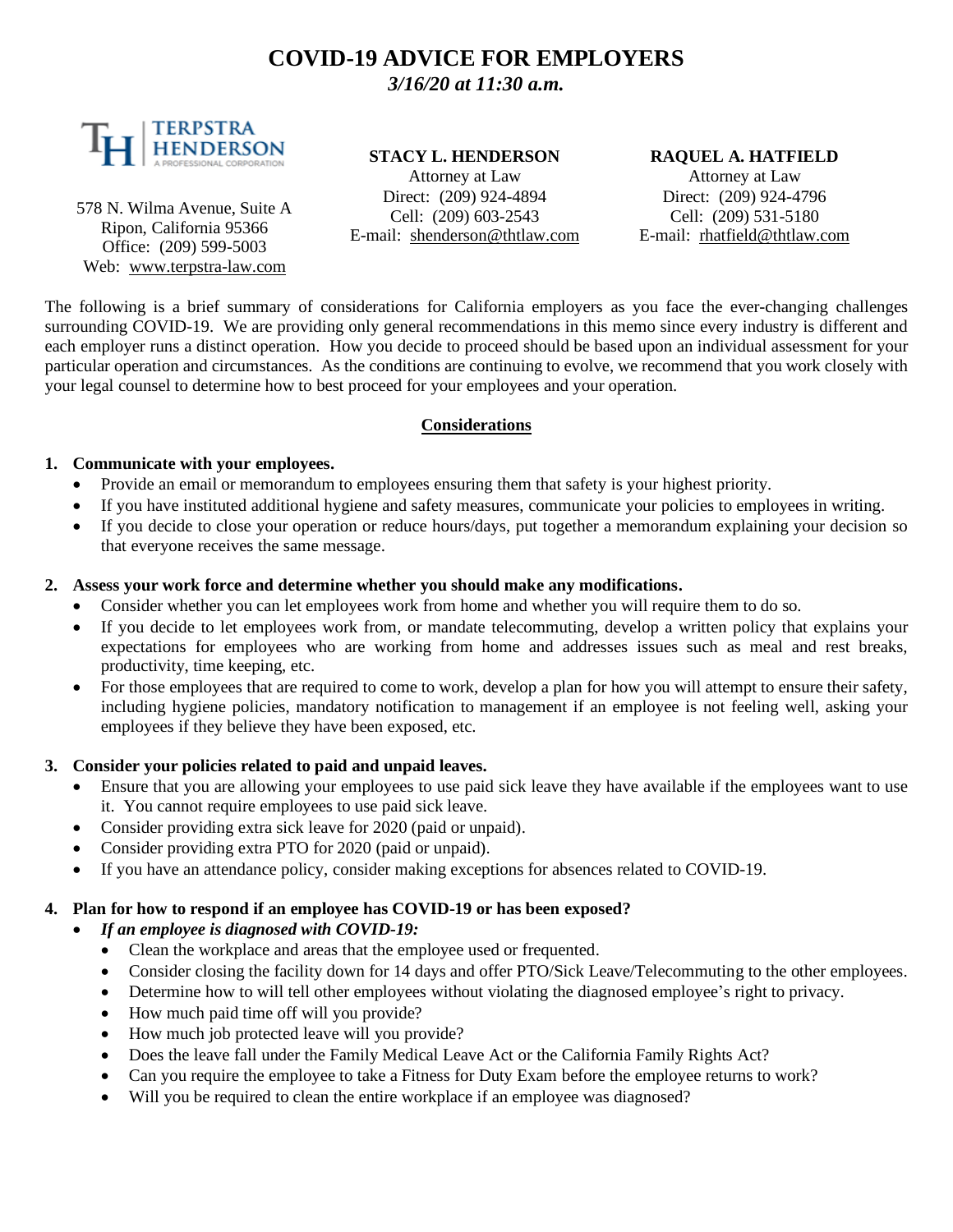# COVID-19 ADVICE FOR EMPLOYERS

***3/16/20 at 11:30 a.m.***

TERPSTRA HENDERSON
A PROFESSIONAL CORPORATION

578 N. Wilma Avenue, Suite A
Ripon, California 95366
Office: (209) 599-5003
Web: www.terpstra-law.com

**STACY L. HENDERSON**
Attorney at Law
Direct: (209) 924-4894
Cell: (209) 603-2543
E-mail: shenderson@thtlaw.com

**RAQUEL A. HATFIELD**
Attorney at Law
Direct: (209) 924-4796
Cell: (209) 531-5180
E-mail: rhatfield@thtlaw.com

The following is a brief summary of considerations for California employers as you face the ever-changing challenges surrounding COVID-19. We are providing only general recommendations in this memo since every industry is different and each employer runs a distinct operation. How you decide to proceed should be based upon an individual assessment for your particular operation and circumstances. As the conditions are continuing to evolve, we recommend that you work closely with your legal counsel to determine how to best proceed for your employees and your operation.

## Considerations

1. **Communicate with your employees.**
   - Provide an email or memorandum to employees ensuring them that safety is your highest priority.
   - If you have instituted additional hygiene and safety measures, communicate your policies to employees in writing.
   - If you decide to close your operation or reduce hours/days, put together a memorandum explaining your decision so that everyone receives the same message.

2. **Assess your work force and determine whether you should make any modifications.**
   - Consider whether you can let employees work from home and whether you will require them to do so.
   - If you decide to let employees work from, or mandate telecommuting, develop a written policy that explains your expectations for employees who are working from home and addresses issues such as meal and rest breaks, productivity, time keeping, etc.
   - For those employees that are required to come to work, develop a plan for how you will attempt to ensure their safety, including hygiene policies, mandatory notification to management if an employee is not feeling well, asking your employees if they believe they have been exposed, etc.

3. **Consider your policies related to paid and unpaid leaves.**
   - Ensure that you are allowing your employees to use paid sick leave they have available if the employees want to use it. You cannot require employees to use paid sick leave.
   - Consider providing extra sick leave for 2020 (paid or unpaid).
   - Consider providing extra PTO for 2020 (paid or unpaid).
   - If you have an attendance policy, consider making exceptions for absences related to COVID-19.

4. **Plan for how to respond if an employee has COVID-19 or has been exposed?**
   - ***If an employee is diagnosed with COVID-19:***
     - Clean the workplace and areas that the employee used or frequented.
     - Consider closing the facility down for 14 days and offer PTO/Sick Leave/Telecommuting to the other employees.
     - Determine how to will tell other employees without violating the diagnosed employee's right to privacy.
     - How much paid time off will you provide?
     - How much job protected leave will you provide?
     - Does the leave fall under the Family Medical Leave Act or the California Family Rights Act?
     - Can you require the employee to take a Fitness for Duty Exam before the employee returns to work?
     - Will you be required to clean the entire workplace if an employee was diagnosed?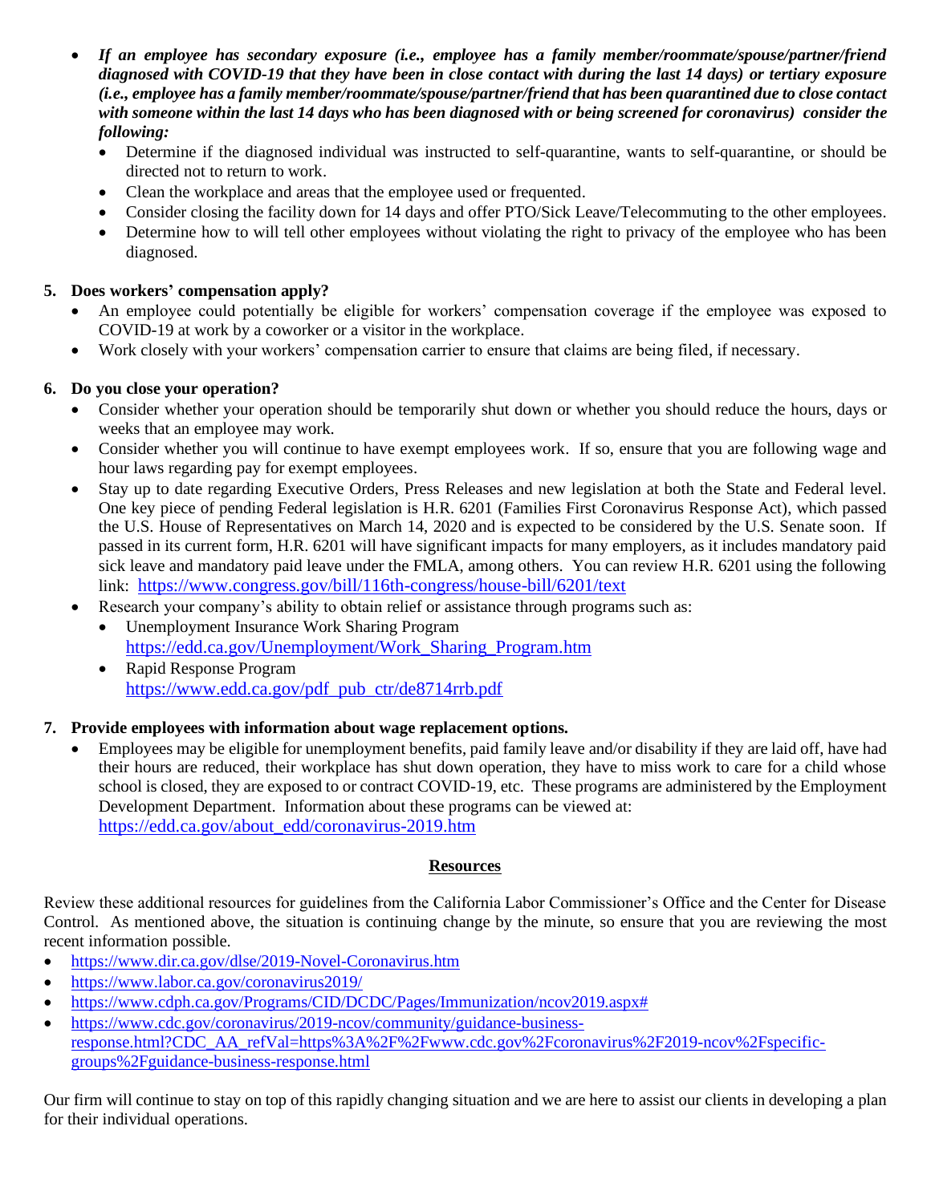- ***If an employee has secondary exposure (i.e., employee has a family member/roommate/spouse/partner/friend diagnosed with COVID-19 that they have been in close contact with during the last 14 days) or tertiary exposure (i.e., employee has a family member/roommate/spouse/partner/friend that has been quarantined due to close contact with someone within the last 14 days who has been diagnosed with or being screened for coronavirus) consider the following:***
  - Determine if the diagnosed individual was instructed to self-quarantine, wants to self-quarantine, or should be directed not to return to work.
  - Clean the workplace and areas that the employee used or frequented.
  - Consider closing the facility down for 14 days and offer PTO/Sick Leave/Telecommuting to the other employees.
  - Determine how to will tell other employees without violating the right to privacy of the employee who has been diagnosed.

5. **Does workers' compensation apply?**
   - An employee could potentially be eligible for workers' compensation coverage if the employee was exposed to COVID-19 at work by a coworker or a visitor in the workplace.
   - Work closely with your workers' compensation carrier to ensure that claims are being filed, if necessary.

6. **Do you close your operation?**
   - Consider whether your operation should be temporarily shut down or whether you should reduce the hours, days or weeks that an employee may work.
   - Consider whether you will continue to have exempt employees work. If so, ensure that you are following wage and hour laws regarding pay for exempt employees.
   - Stay up to date regarding Executive Orders, Press Releases and new legislation at both the State and Federal level. One key piece of pending Federal legislation is H.R. 6201 (Families First Coronavirus Response Act), which passed the U.S. House of Representatives on March 14, 2020 and is expected to be considered by the U.S. Senate soon. If passed in its current form, H.R. 6201 will have significant impacts for many employers, as it includes mandatory paid sick leave and mandatory paid leave under the FMLA, among others. You can review H.R. 6201 using the following link: https://www.congress.gov/bill/116th-congress/house-bill/6201/text
   - Research your company's ability to obtain relief or assistance through programs such as:
     - Unemployment Insurance Work Sharing Program
       https://edd.ca.gov/Unemployment/Work_Sharing_Program.htm
     - Rapid Response Program
       https://www.edd.ca.gov/pdf_pub_ctr/de8714rrb.pdf

7. **Provide employees with information about wage replacement options.**
   - Employees may be eligible for unemployment benefits, paid family leave and/or disability if they are laid off, have had their hours are reduced, their workplace has shut down operation, they have to miss work to care for a child whose school is closed, they are exposed to or contract COVID-19, etc. These programs are administered by the Employment Development Department. Information about these programs can be viewed at:
     https://edd.ca.gov/about_edd/coronavirus-2019.htm

## Resources

Review these additional resources for guidelines from the California Labor Commissioner's Office and the Center for Disease Control. As mentioned above, the situation is continuing change by the minute, so ensure that you are reviewing the most recent information possible.

- https://www.dir.ca.gov/dlse/2019-Novel-Coronavirus.htm
- https://www.labor.ca.gov/coronavirus2019/
- https://www.cdph.ca.gov/Programs/CID/DCDC/Pages/Immunization/ncov2019.aspx#
- https://www.cdc.gov/coronavirus/2019-ncov/community/guidance-business-response.html?CDC_AA_refVal=https%3A%2F%2Fwww.cdc.gov%2Fcoronavirus%2F2019-ncov%2Fspecific-groups%2Fguidance-business-response.html

Our firm will continue to stay on top of this rapidly changing situation and we are here to assist our clients in developing a plan for their individual operations.